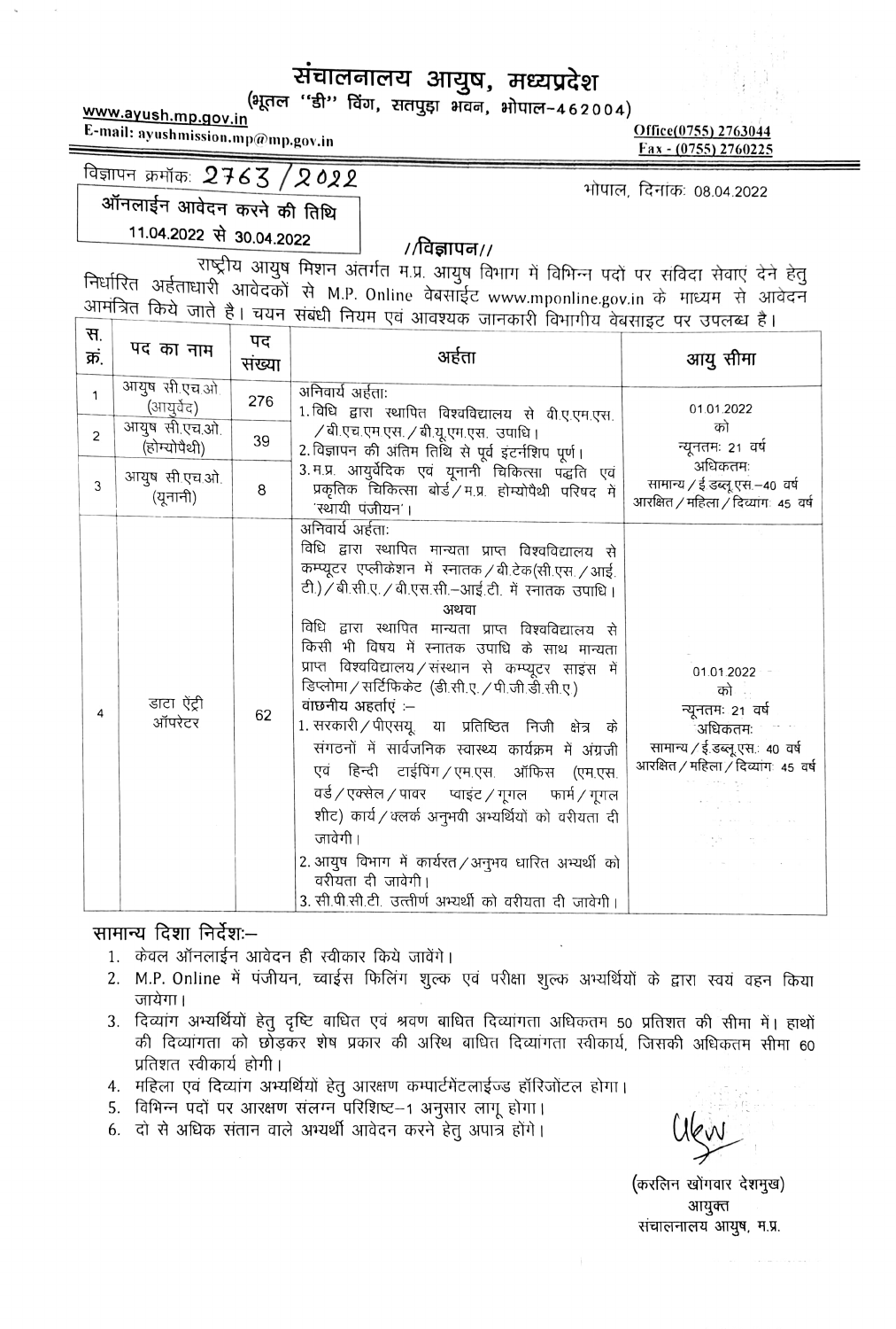# संचालनालय आयुष, मध्यप्रदेश

(भूतल "डी" विंग, सतपुड़ा भवन, भोपाल-462004)

www.ayush.mp.gov.in

E-mail: ayushmission.mp@mp.gov.in

Office(0755) 2763044

Fax - (0755) 2760225

विज्ञापन क्रमांक: 2763/2022

भोपाल, दिनांक: 08.04.2022

**ऑनलाईन आवेदन करने की तिथि**

**11.04.2022 से 30.04.2022**

## //विज्ञापन//

राष्ट्रीय आयुष मिशन अंतर्गत म.प्र. आयुष विभाग में विभिन्न पदों पर संविदा सेवाएं देने हेतु निर्धारित अर्हताधारी आवेदकों से M.P. Online वेबसाईट www.mponline.gov.in के माध्यम से आवेदन आमंत्रित किये जाते है। चयन संबंधी नियम एवं आवश्यक जानकारी विभागीय वेबसाइट पर उपलब्ध है।

| स. क्रं. | पद का नाम | पद संख्या | अर्हता | आयु सीमा |
|---|---|---|---|---|
| 1 | आयुष सी.एच.ओ (आयुर्वेद) | 276 | अनिवार्य अर्हता:<br>1. विधि द्वारा स्थापित विश्वविद्यालय से बी.ए.एम.एस. /बी.एच.एम.एस. / बी.यू.एम.एस. उपाधि।<br>2. विज्ञापन की अंतिम तिथि से पूर्व इंटर्नशिप पूर्ण।<br>3. म.प्र. आयुर्वेदिक एवं यूनानी चिकित्सा पद्धति एवं प्रकृतिक चिकित्सा बोर्ड / म.प्र. होम्योपैथी परिषद में 'स्थायी पंजीयन'। | 01.01.2022 को<br>न्यूनतमः 21 वर्ष<br>अधिकतमः<br>सामान्य / ई.डब्लू.एस.–40 वर्ष<br>आरक्षित / महिला / दिव्यांग: 45 वर्ष |
| 2 | आयुष सी.एच.ओ. (होम्योपैथी) | 39 | | |
| 3 | आयुष सी.एच.ओ. (यूनानी) | 8 | | |
| 4 | डाटा ऐंट्री ऑपरेटर | 62 | अनिवार्य अर्हता:<br>विधि द्वारा स्थापित मान्यता प्राप्त विश्वविद्यालय से कम्प्यूटर एप्लीकेशन में स्नातक / बी.टेक(सी.एस. / आई.टी.) / बी.सी.ए. / बी.एस.सी.–आई.टी. में स्नातक उपाधि।<br>अथवा<br>विधि द्वारा स्थापित मान्यता प्राप्त विश्वविद्यालय से किसी भी विषय में स्नातक उपाधि के साथ मान्यता प्राप्त विश्वविद्यालय / संस्थान से कम्प्यूटर साइस में डिप्लोमा / सर्टिफिकेट (डी.सी.ए. / पी.जी.डी.सी.ए)<br>वांछनीय अर्हताएं :–<br>1. सरकारी / पीएसयू. या प्रतिष्ठित निजी क्षेत्र के संगठनों में सार्वजनिक स्वास्थ्य कार्यक्रम में अंग्रजी एवं हिन्दी टाईपिंग / एम.एस. ऑफिस (एम.एस. वर्ड / एक्सेल / पावर प्वाइंट / गूगल फार्म / गूगल शीट) कार्य / क्लर्क अनुभवी अभ्यर्थियों को वरीयता दी जावेगी।<br>2. आयुष विभाग में कार्यरत / अनुभव धारित अभ्यर्थी को वरीयता दी जावेगी।<br>3. सी.पी.सी.टी. उत्तीर्ण अभ्यर्थी को वरीयता दी जावेगी। | 01.01.2022 को<br>न्यूनतमः 21 वर्ष<br>अधिकतमः<br>सामान्य / ई.डब्लू.एस.: 40 वर्ष<br>आरक्षित / महिला / दिव्यांग: 45 वर्ष |

## सामान्य दिशा निर्देशः–

1. केवल ऑनलाईन आवेदन ही स्वीकार किये जावेंगे।
2. M.P. Online में पंजीयन, च्वाईस फिलिंग शुल्क एवं परीक्षा शुल्क अभ्यर्थियों के द्वारा स्वयं वहन किया जायेगा।
3. दिव्यांग अभ्यर्थियों हेतु दृष्टि बाधित एवं श्रवण बाधित दिव्यांगता अधिकतम 50 प्रतिशत की सीमा में। हाथों की दिव्यांगता को छोड़कर शेष प्रकार की अस्थि बाधित दिव्यांगता स्वीकार्य, जिसकी अधिकतम सीमा 60 प्रतिशत स्वीकार्य होगी।
4. महिला एवं दिव्यांग अभ्यर्थियों हेतु आरक्षण कम्पार्टमेंटलाईज्ड हॉरिजोंटल होगा।
5. विभिन्न पदों पर आरक्षण संलग्न परिशिष्ट–1 अनुसार लागू होगा।
6. दो से अधिक संतान वाले अभ्यर्थी आवेदन करने हेतु अपात्र होंगे।

(करलिन खोंगवार देशमुख)

आयुक्त

संचालनालय आयुष, म.प्र.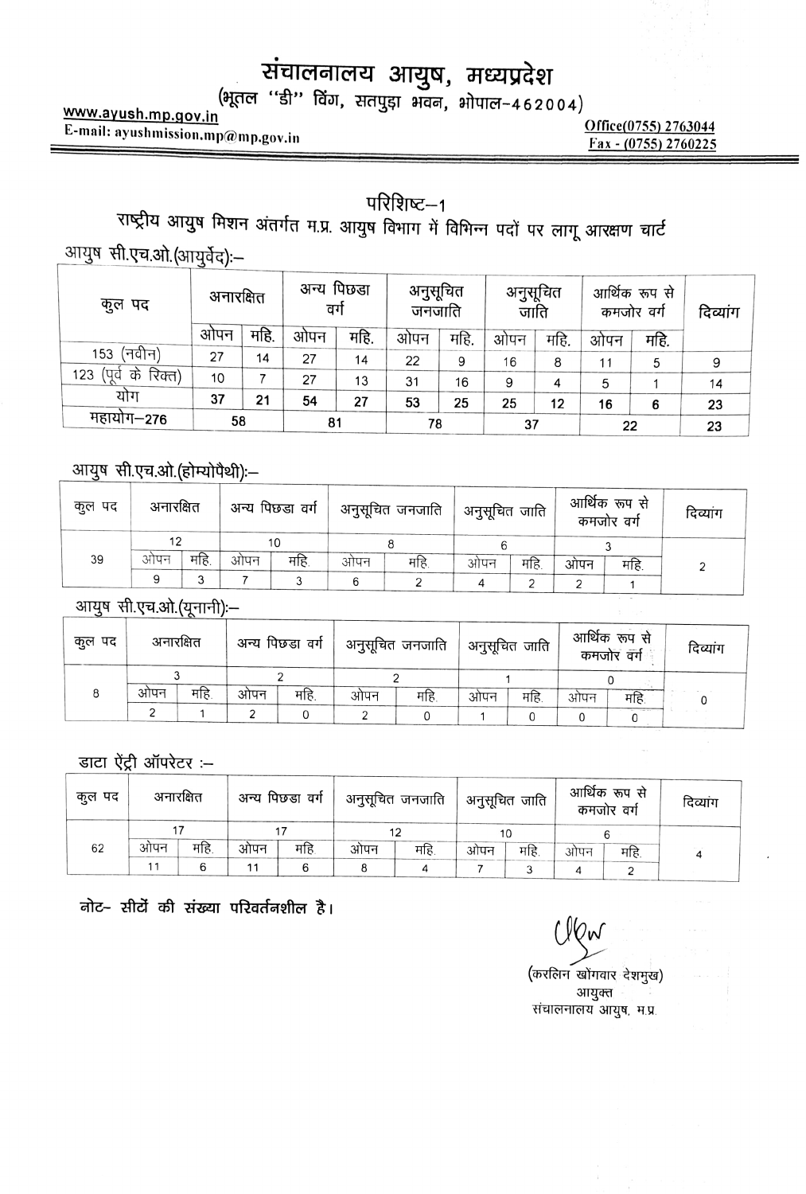# संचालनालय आयुष, मध्यप्रदेश

(भूतल "डी" विंग, सतपुड़ा भवन, भोपाल-462004)

www.ayush.mp.gov.in

E-mail: ayushmission.mp@mp.gov.in

Office(0755) 2763044

Fax - (0755) 2760225

## परिशिष्ट-1

### राष्ट्रीय आयुष मिशन अंतर्गत म.प्र. आयुष विभाग में विभिन्न पदों पर लागू आरक्षण चार्ट

**आयुष सी.एच.ओ.(आयुर्वेद):-**

| कुल पद | अनारक्षित | | अन्य पिछडा वर्ग | | अनुसूचित जनजाति | | अनुसूचित जाति | | आर्थिक रूप से कमजोर वर्ग | | दिव्यांग |
|---|---|---|---|---|---|---|---|---|---|---|---|
| | ओपन | महि. | ओपन | महि. | ओपन | महि. | ओपन | महि. | ओपन | महि. | |
| 153 (नवीन) | 27 | 14 | 27 | 14 | 22 | 9 | 16 | 8 | 11 | 5 | 9 |
| 123 (पूर्व के रिक्त) | 10 | 7 | 27 | 13 | 31 | 16 | 9 | 4 | 5 | 1 | 14 |
| योग | 37 | 21 | 54 | 27 | 53 | 25 | 25 | 12 | 16 | 6 | 23 |
| महायोग-276 | 58 | | 81 | | 78 | | 37 | | 22 | | 23 |

**आयुष सी.एच.ओ.(होम्योपैथी):-**

| कुल पद | अनारक्षित | | अन्य पिछडा वर्ग | | अनुसूचित जनजाति | | अनुसूचित जाति | | आर्थिक रूप से कमजोर वर्ग | | दिव्यांग |
|---|---|---|---|---|---|---|---|---|---|---|---|
| 39 | 12 | | 10 | | 8 | | 6 | | 3 | | 2 |
| | ओपन | महि. | ओपन | महि. | ओपन | महि. | ओपन | महि. | ओपन | महि. | |
| | 9 | 3 | 7 | 3 | 6 | 2 | 4 | 2 | 2 | 1 | |

**आयुष सी.एच.ओ.(यूनानी):-**

| कुल पद | अनारक्षित | | अन्य पिछडा वर्ग | | अनुसूचित जनजाति | | अनुसूचित जाति | | आर्थिक रूप से कमजोर वर्ग | | दिव्यांग |
|---|---|---|---|---|---|---|---|---|---|---|---|
| 8 | 3 | | 2 | | 2 | | 1 | | 0 | | 0 |
| | ओपन | महि. | ओपन | महि. | ओपन | महि. | ओपन | महि. | ओपन | महि. | |
| | 2 | 1 | 2 | 0 | 2 | 0 | 1 | 0 | 0 | 0 | |

**डाटा ऐंट्री ऑपरेटर :-**

| कुल पद | अनारक्षित | | अन्य पिछडा वर्ग | | अनुसूचित जनजाति | | अनुसूचित जाति | | आर्थिक रूप से कमजोर वर्ग | | दिव्यांग |
|---|---|---|---|---|---|---|---|---|---|---|---|
| 62 | 17 | | 17 | | 12 | | 10 | | 6 | | 4 |
| | ओपन | महि. | ओपन | महि. | ओपन | महि. | ओपन | महि. | ओपन | महि. | |
| | 11 | 6 | 11 | 6 | 8 | 4 | 7 | 3 | 4 | 2 | |

**नोट- सीटों की संख्या परिवर्तनशील है।**

(करलिन खोंगवार देशमुख)
आयुक्त
संचालनालय आयुष, म.प्र.